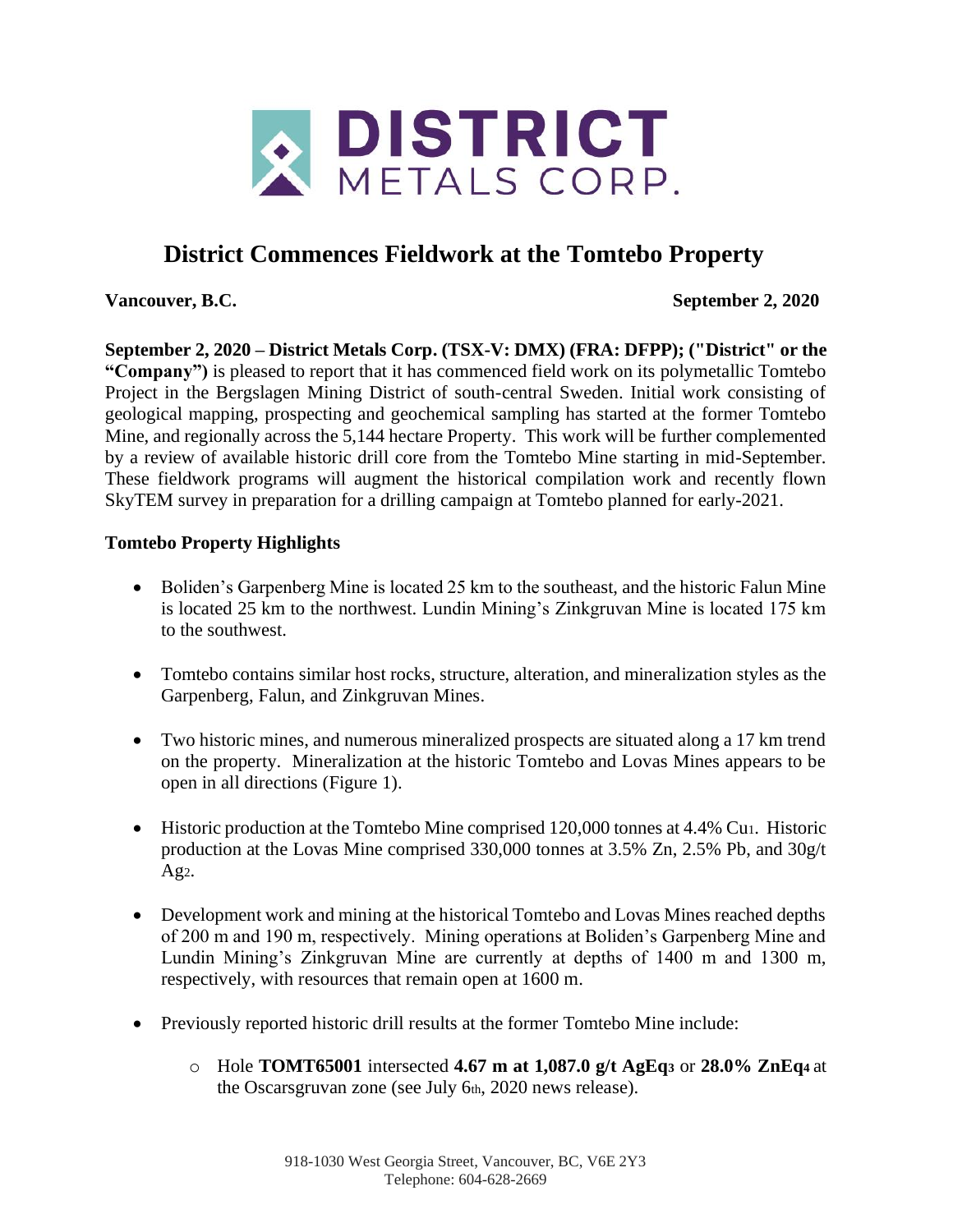# District Commences Fieldwork at the Tomtebo Property

**Vancouver, B.C.** **September 2, 2020**

**September 2, 2020 – District Metals Corp. (TSX-V: DMX) (FRA: DFPP); ("District" or the "Company")** is pleased to report that it has commenced field work on its polymetallic Tomtebo Project in the Bergslagen Mining District of south-central Sweden. Initial work consisting of geological mapping, prospecting and geochemical sampling has started at the former Tomtebo Mine, and regionally across the 5,144 hectare Property. This work will be further complemented by a review of available historic drill core from the Tomtebo Mine starting in mid-September. These fieldwork programs will augment the historical compilation work and recently flown SkyTEM survey in preparation for a drilling campaign at Tomtebo planned for early-2021.

## Tomtebo Property Highlights

- Boliden's Garpenberg Mine is located 25 km to the southeast, and the historic Falun Mine is located 25 km to the northwest. Lundin Mining's Zinkgruvan Mine is located 175 km to the southwest.

- Tomtebo contains similar host rocks, structure, alteration, and mineralization styles as the Garpenberg, Falun, and Zinkgruvan Mines.

- Two historic mines, and numerous mineralized prospects are situated along a 17 km trend on the property. Mineralization at the historic Tomtebo and Lovas Mines appears to be open in all directions (Figure 1).

- Historic production at the Tomtebo Mine comprised 120,000 tonnes at 4.4% Cu[1]. Historic production at the Lovas Mine comprised 330,000 tonnes at 3.5% Zn, 2.5% Pb, and 30g/t Ag[2].

- Development work and mining at the historical Tomtebo and Lovas Mines reached depths of 200 m and 190 m, respectively. Mining operations at Boliden's Garpenberg Mine and Lundin Mining's Zinkgruvan Mine are currently at depths of 1400 m and 1300 m, respectively, with resources that remain open at 1600 m.

- Previously reported historic drill results at the former Tomtebo Mine include:
  - Hole **TOMT65001** intersected **4.67 m at 1,087.0 g/t AgEq[3]** or **28.0% ZnEq[4]** at the Oscarsgruvan zone (see July 6th, 2020 news release).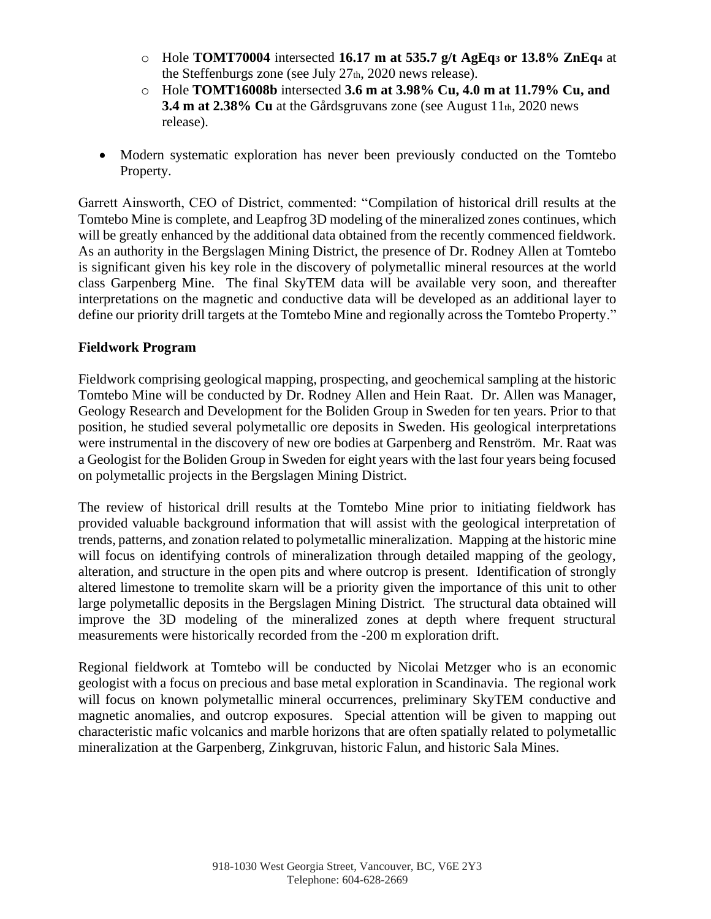- Hole **TOMT70004** intersected **16.17 m at 535.7 g/t AgEq[3] or 13.8% ZnEq[4]** at the Steffenburgs zone (see July 27th, 2020 news release).
  - Hole **TOMT16008b** intersected **3.6 m at 3.98% Cu, 4.0 m at 11.79% Cu, and 3.4 m at 2.38% Cu** at the Gårdsgruvans zone (see August 11th, 2020 news release).

- Modern systematic exploration has never been previously conducted on the Tomtebo Property.

Garrett Ainsworth, CEO of District, commented: "Compilation of historical drill results at the Tomtebo Mine is complete, and Leapfrog 3D modeling of the mineralized zones continues, which will be greatly enhanced by the additional data obtained from the recently commenced fieldwork. As an authority in the Bergslagen Mining District, the presence of Dr. Rodney Allen at Tomtebo is significant given his key role in the discovery of polymetallic mineral resources at the world class Garpenberg Mine. The final SkyTEM data will be available very soon, and thereafter interpretations on the magnetic and conductive data will be developed as an additional layer to define our priority drill targets at the Tomtebo Mine and regionally across the Tomtebo Property."

**Fieldwork Program**

Fieldwork comprising geological mapping, prospecting, and geochemical sampling at the historic Tomtebo Mine will be conducted by Dr. Rodney Allen and Hein Raat. Dr. Allen was Manager, Geology Research and Development for the Boliden Group in Sweden for ten years. Prior to that position, he studied several polymetallic ore deposits in Sweden. His geological interpretations were instrumental in the discovery of new ore bodies at Garpenberg and Renström. Mr. Raat was a Geologist for the Boliden Group in Sweden for eight years with the last four years being focused on polymetallic projects in the Bergslagen Mining District.

The review of historical drill results at the Tomtebo Mine prior to initiating fieldwork has provided valuable background information that will assist with the geological interpretation of trends, patterns, and zonation related to polymetallic mineralization. Mapping at the historic mine will focus on identifying controls of mineralization through detailed mapping of the geology, alteration, and structure in the open pits and where outcrop is present. Identification of strongly altered limestone to tremolite skarn will be a priority given the importance of this unit to other large polymetallic deposits in the Bergslagen Mining District. The structural data obtained will improve the 3D modeling of the mineralized zones at depth where frequent structural measurements were historically recorded from the -200 m exploration drift.

Regional fieldwork at Tomtebo will be conducted by Nicolai Metzger who is an economic geologist with a focus on precious and base metal exploration in Scandinavia. The regional work will focus on known polymetallic mineral occurrences, preliminary SkyTEM conductive and magnetic anomalies, and outcrop exposures. Special attention will be given to mapping out characteristic mafic volcanics and marble horizons that are often spatially related to polymetallic mineralization at the Garpenberg, Zinkgruvan, historic Falun, and historic Sala Mines.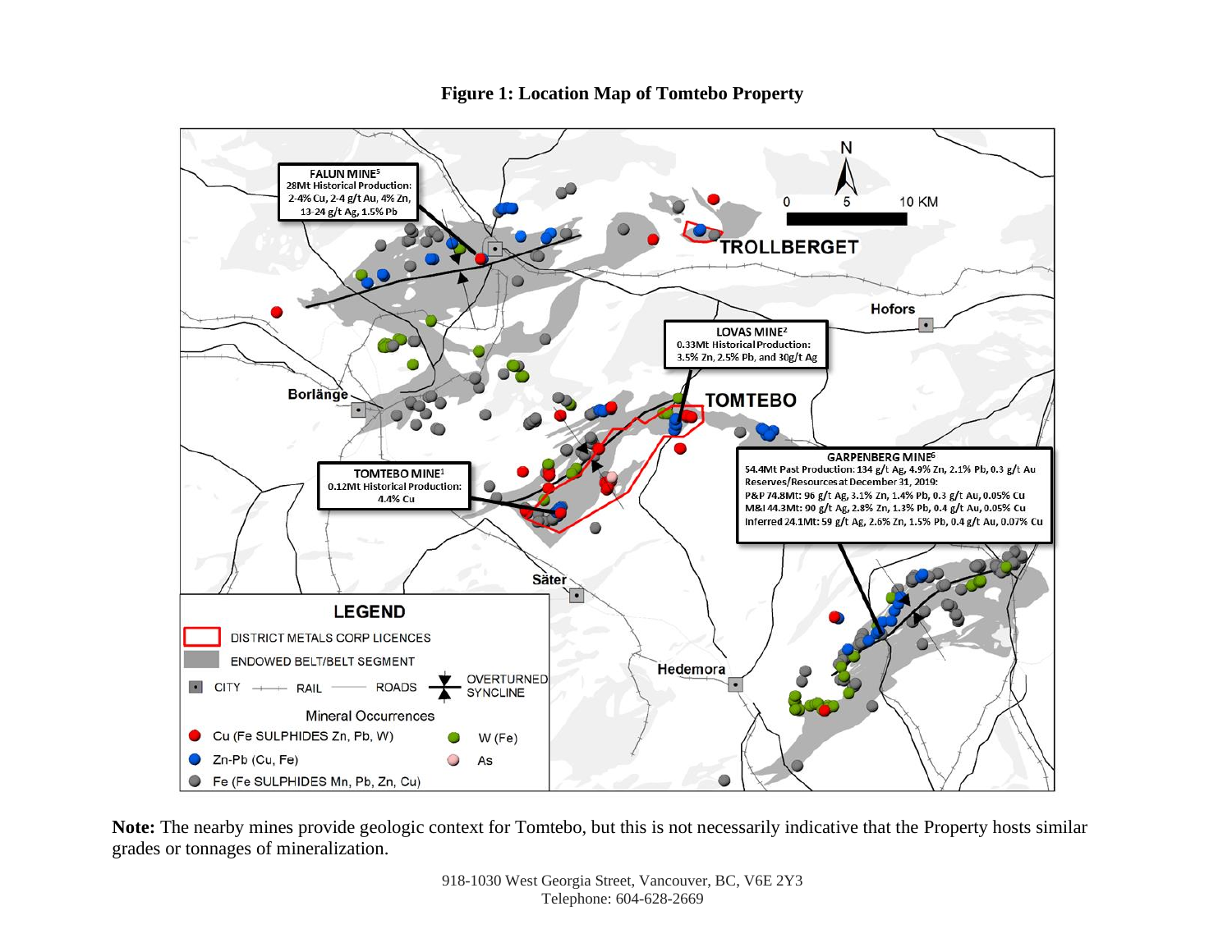**Figure 1: Location Map of Tomtebo Property**

FALUN MINE[3]
28Mt Historical Production: 2-4% Cu, 2-4 g/t Au, 4% Zn, 13-24 g/t Ag, 1.5% Pb

TROLLBERGET

Hofors

LOVAS MINE[2]
0.33Mt Historical Production: 3.5% Zn, 2.5% Pb, and 30g/t Ag

TOMTEBO

Borlänge

TOMTEBO MINE[1]
0.12Mt Historical Production: 4.4% Cu

GARPENBERG MINE[6]
54.4Mt Past Production: 134 g/t Ag, 4.9% Zn, 2.1% Pb, 0.3 g/t Au
Reserves/Resources at December 31, 2019:
P&P 74.8Mt: 96 g/t Ag, 3.1% Zn, 1.4% Pb, 0.3 g/t Au, 0.05% Cu
M&I 44.3Mt: 90 g/t Ag, 2.8% Zn, 1.3% Pb, 0.4 g/t Au, 0.05% Cu
Inferred 24.1Mt: 59 g/t Ag, 2.6% Zn, 1.5% Pb, 0.4 g/t Au, 0.07% Cu

Säter

Hedemora

0 5 10 KM

**LEGEND**

- DISTRICT METALS CORP LICENCES
- ENDOWED BELT/BELT SEGMENT
- CITY — RAIL — ROADS — OVERTURNED SYNCLINE

Mineral Occurrences

- Cu (Fe SULPHIDES Zn, Pb, W)
- Zn-Pb (Cu, Fe)
- Fe (Fe SULPHIDES Mn, Pb, Zn, Cu)
- W (Fe)
- As

**Note:** The nearby mines provide geologic context for Tomtebo, but this is not necessarily indicative that the Property hosts similar grades or tonnages of mineralization.

918-1030 West Georgia Street, Vancouver, BC, V6E 2Y3
Telephone: 604-628-2669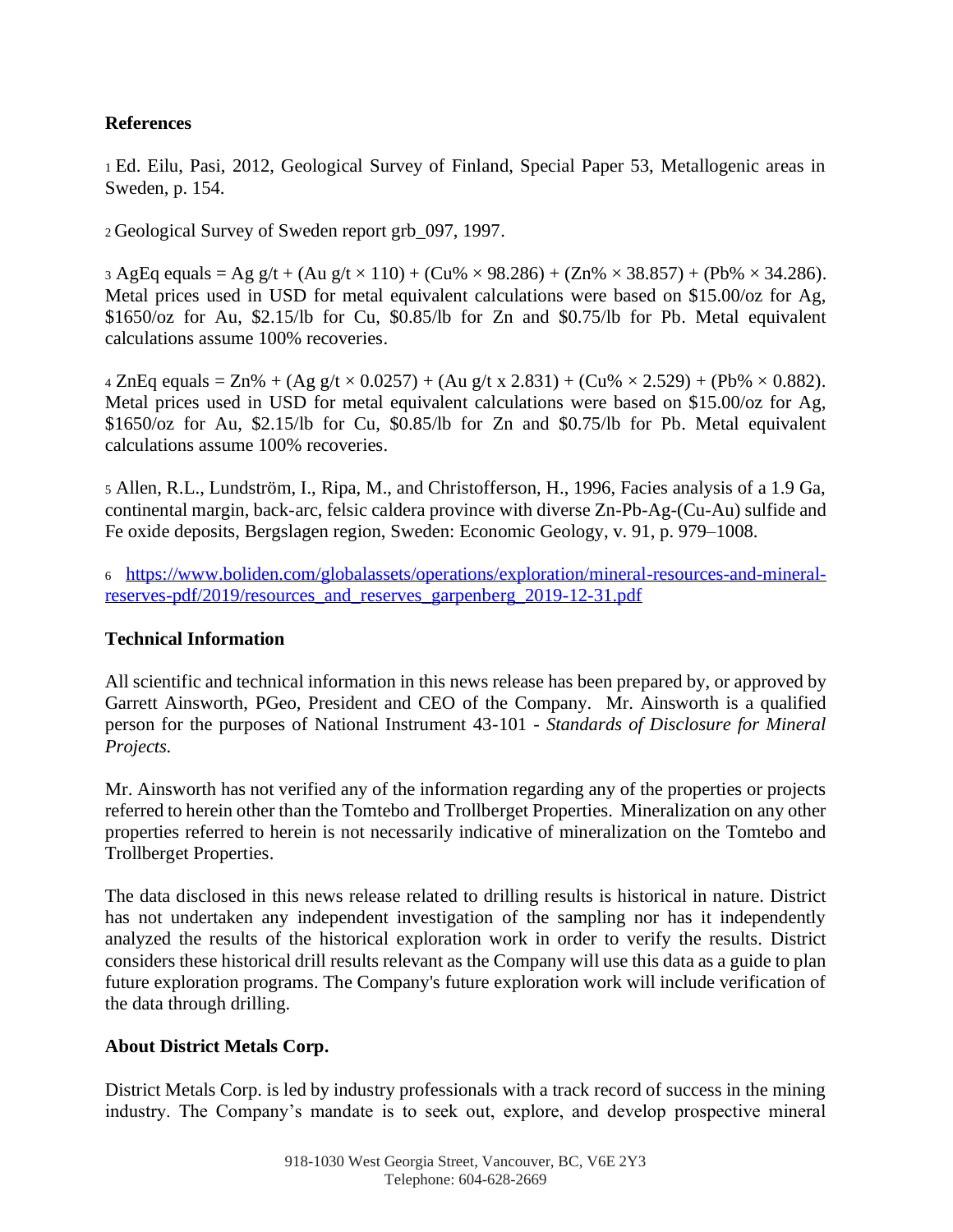## References

[1] Ed. Eilu, Pasi, 2012, Geological Survey of Finland, Special Paper 53, Metallogenic areas in Sweden, p. 154.

[2] Geological Survey of Sweden report grb_097, 1997.

[3] AgEq equals = Ag g/t + (Au g/t × 110) + (Cu% × 98.286) + (Zn% × 38.857) + (Pb% × 34.286). Metal prices used in USD for metal equivalent calculations were based on $15.00/oz for Ag, $1650/oz for Au, $2.15/lb for Cu, $0.85/lb for Zn and $0.75/lb for Pb. Metal equivalent calculations assume 100% recoveries.

[4] ZnEq equals = Zn% + (Ag g/t × 0.0257) + (Au g/t x 2.831) + (Cu% × 2.529) + (Pb% × 0.882). Metal prices used in USD for metal equivalent calculations were based on $15.00/oz for Ag, $1650/oz for Au, $2.15/lb for Cu, $0.85/lb for Zn and $0.75/lb for Pb. Metal equivalent calculations assume 100% recoveries.

[5] Allen, R.L., Lundström, I., Ripa, M., and Christofferson, H., 1996, Facies analysis of a 1.9 Ga, continental margin, back-arc, felsic caldera province with diverse Zn-Pb-Ag-(Cu-Au) sulfide and Fe oxide deposits, Bergslagen region, Sweden: Economic Geology, v. 91, p. 979–1008.

[6] https://www.boliden.com/globalassets/operations/exploration/mineral-resources-and-mineral-reserves-pdf/2019/resources_and_reserves_garpenberg_2019-12-31.pdf

## Technical Information

All scientific and technical information in this news release has been prepared by, or approved by Garrett Ainsworth, PGeo, President and CEO of the Company. Mr. Ainsworth is a qualified person for the purposes of National Instrument 43-101 - *Standards of Disclosure for Mineral Projects.*

Mr. Ainsworth has not verified any of the information regarding any of the properties or projects referred to herein other than the Tomtebo and Trollberget Properties. Mineralization on any other properties referred to herein is not necessarily indicative of mineralization on the Tomtebo and Trollberget Properties.

The data disclosed in this news release related to drilling results is historical in nature. District has not undertaken any independent investigation of the sampling nor has it independently analyzed the results of the historical exploration work in order to verify the results. District considers these historical drill results relevant as the Company will use this data as a guide to plan future exploration programs. The Company's future exploration work will include verification of the data through drilling.

## About District Metals Corp.

District Metals Corp. is led by industry professionals with a track record of success in the mining industry. The Company's mandate is to seek out, explore, and develop prospective mineral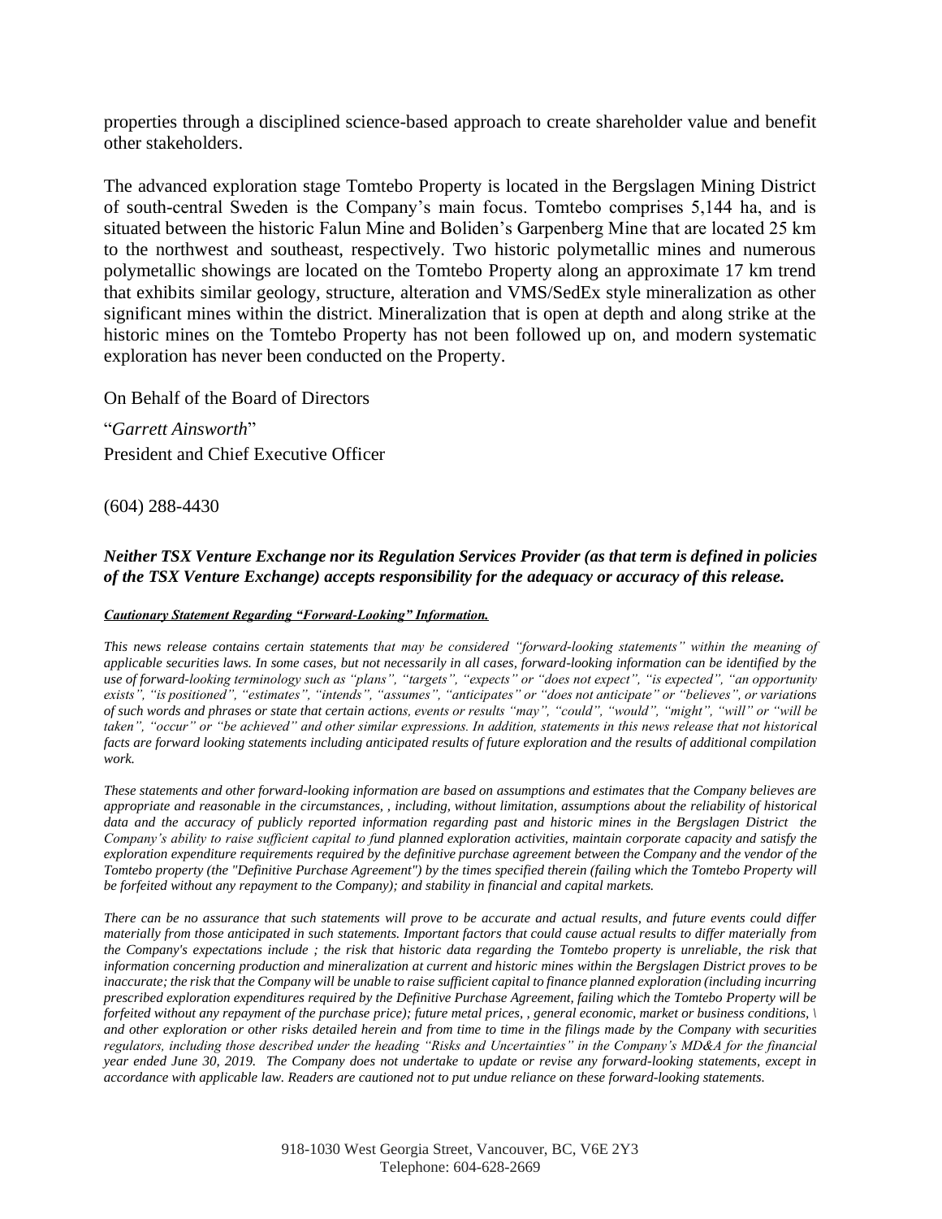properties through a disciplined science-based approach to create shareholder value and benefit other stakeholders.

The advanced exploration stage Tomtebo Property is located in the Bergslagen Mining District of south-central Sweden is the Company's main focus. Tomtebo comprises 5,144 ha, and is situated between the historic Falun Mine and Boliden's Garpenberg Mine that are located 25 km to the northwest and southeast, respectively. Two historic polymetallic mines and numerous polymetallic showings are located on the Tomtebo Property along an approximate 17 km trend that exhibits similar geology, structure, alteration and VMS/SedEx style mineralization as other significant mines within the district. Mineralization that is open at depth and along strike at the historic mines on the Tomtebo Property has not been followed up on, and modern systematic exploration has never been conducted on the Property.

On Behalf of the Board of Directors

"*Garrett Ainsworth*"
President and Chief Executive Officer

(604) 288-4430

***Neither TSX Venture Exchange nor its Regulation Services Provider (as that term is defined in policies of the TSX Venture Exchange) accepts responsibility for the adequacy or accuracy of this release.***

***Cautionary Statement Regarding "Forward-Looking" Information.***

*This news release contains certain statements that may be considered "forward-looking statements" within the meaning of applicable securities laws. In some cases, but not necessarily in all cases, forward-looking information can be identified by the use of forward-looking terminology such as "plans", "targets", "expects" or "does not expect", "is expected", "an opportunity exists", "is positioned", "estimates", "intends", "assumes", "anticipates" or "does not anticipate" or "believes", or variations of such words and phrases or state that certain actions, events or results "may", "could", "would", "might", "will" or "will be taken", "occur" or "be achieved" and other similar expressions. In addition, statements in this news release that not historical facts are forward looking statements including anticipated results of future exploration and the results of additional compilation work.*

*These statements and other forward-looking information are based on assumptions and estimates that the Company believes are appropriate and reasonable in the circumstances, , including, without limitation, assumptions about the reliability of historical data and the accuracy of publicly reported information regarding past and historic mines in the Bergslagen District the Company's ability to raise sufficient capital to fund planned exploration activities, maintain corporate capacity and satisfy the exploration expenditure requirements required by the definitive purchase agreement between the Company and the vendor of the Tomtebo property (the "Definitive Purchase Agreement") by the times specified therein (failing which the Tomtebo Property will be forfeited without any repayment to the Company); and stability in financial and capital markets.*

*There can be no assurance that such statements will prove to be accurate and actual results, and future events could differ materially from those anticipated in such statements. Important factors that could cause actual results to differ materially from the Company's expectations include ; the risk that historic data regarding the Tomtebo property is unreliable, the risk that information concerning production and mineralization at current and historic mines within the Bergslagen District proves to be inaccurate; the risk that the Company will be unable to raise sufficient capital to finance planned exploration (including incurring prescribed exploration expenditures required by the Definitive Purchase Agreement, failing which the Tomtebo Property will be forfeited without any repayment of the purchase price); future metal prices, , general economic, market or business conditions, \ and other exploration or other risks detailed herein and from time to time in the filings made by the Company with securities regulators, including those described under the heading "Risks and Uncertainties" in the Company's MD&A for the financial year ended June 30, 2019. The Company does not undertake to update or revise any forward-looking statements, except in accordance with applicable law. Readers are cautioned not to put undue reliance on these forward-looking statements.*

918-1030 West Georgia Street, Vancouver, BC, V6E 2Y3
Telephone: 604-628-2669